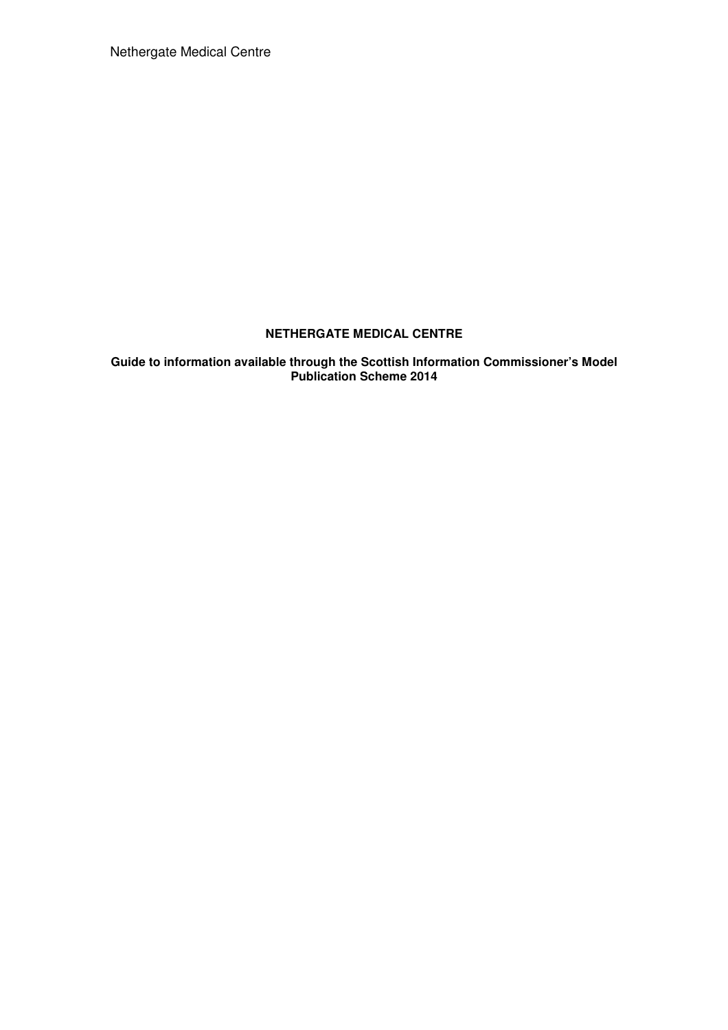**NETHERGATE MEDICAL CENTRE**

**Guide to information available through the Scottish Information Commissioner's Model Publication Scheme 2014**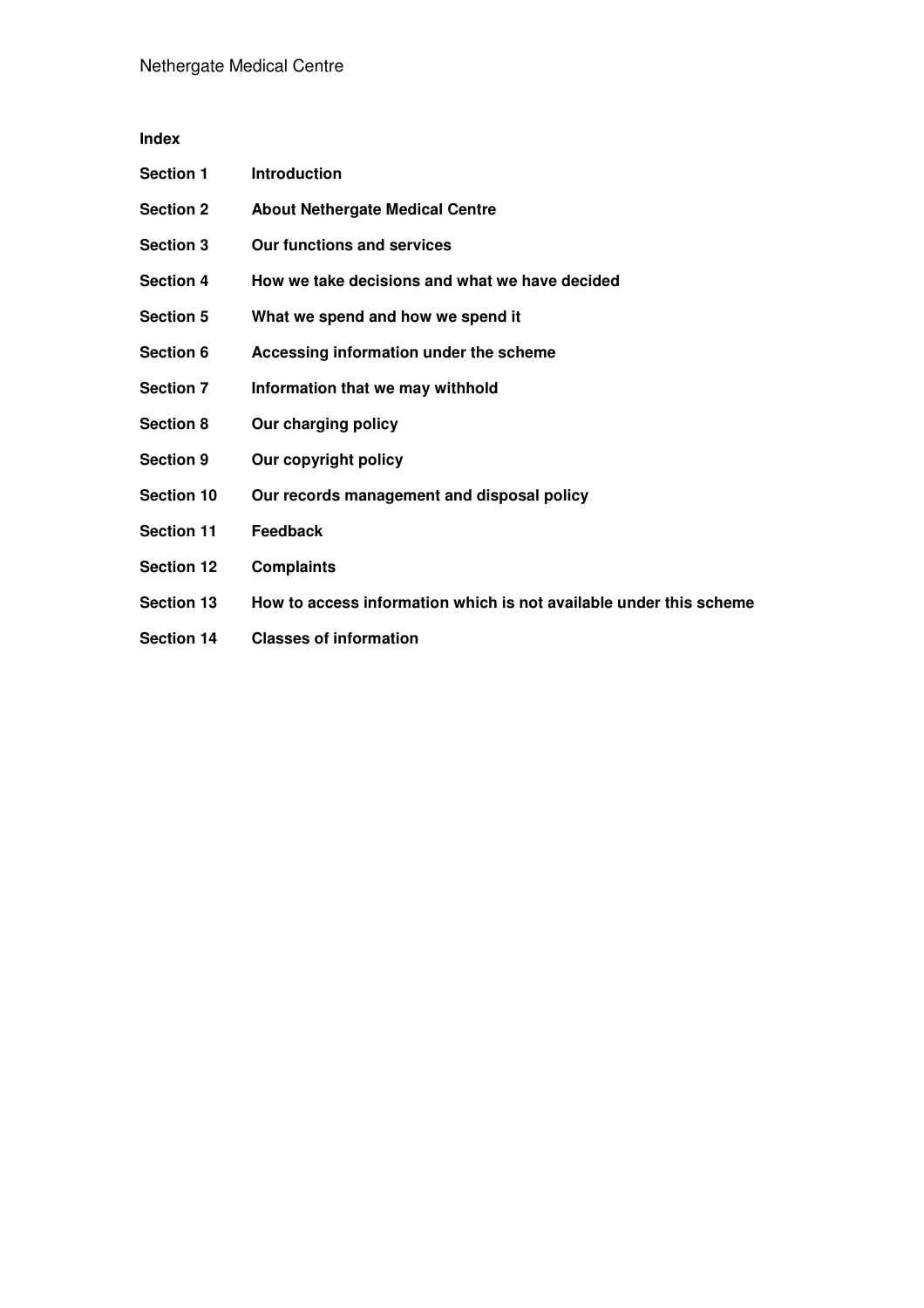**Index**

| | |
|---|---|
| **Section 1** | **Introduction** |
| **Section 2** | **About Nethergate Medical Centre** |
| **Section 3** | **Our functions and services** |
| **Section 4** | **How we take decisions and what we have decided** |
| **Section 5** | **What we spend and how we spend it** |
| **Section 6** | **Accessing information under the scheme** |
| **Section 7** | **Information that we may withhold** |
| **Section 8** | **Our charging policy** |
| **Section 9** | **Our copyright policy** |
| **Section 10** | **Our records management and disposal policy** |
| **Section 11** | **Feedback** |
| **Section 12** | **Complaints** |
| **Section 13** | **How to access information which is not available under this scheme** |
| **Section 14** | **Classes of information** |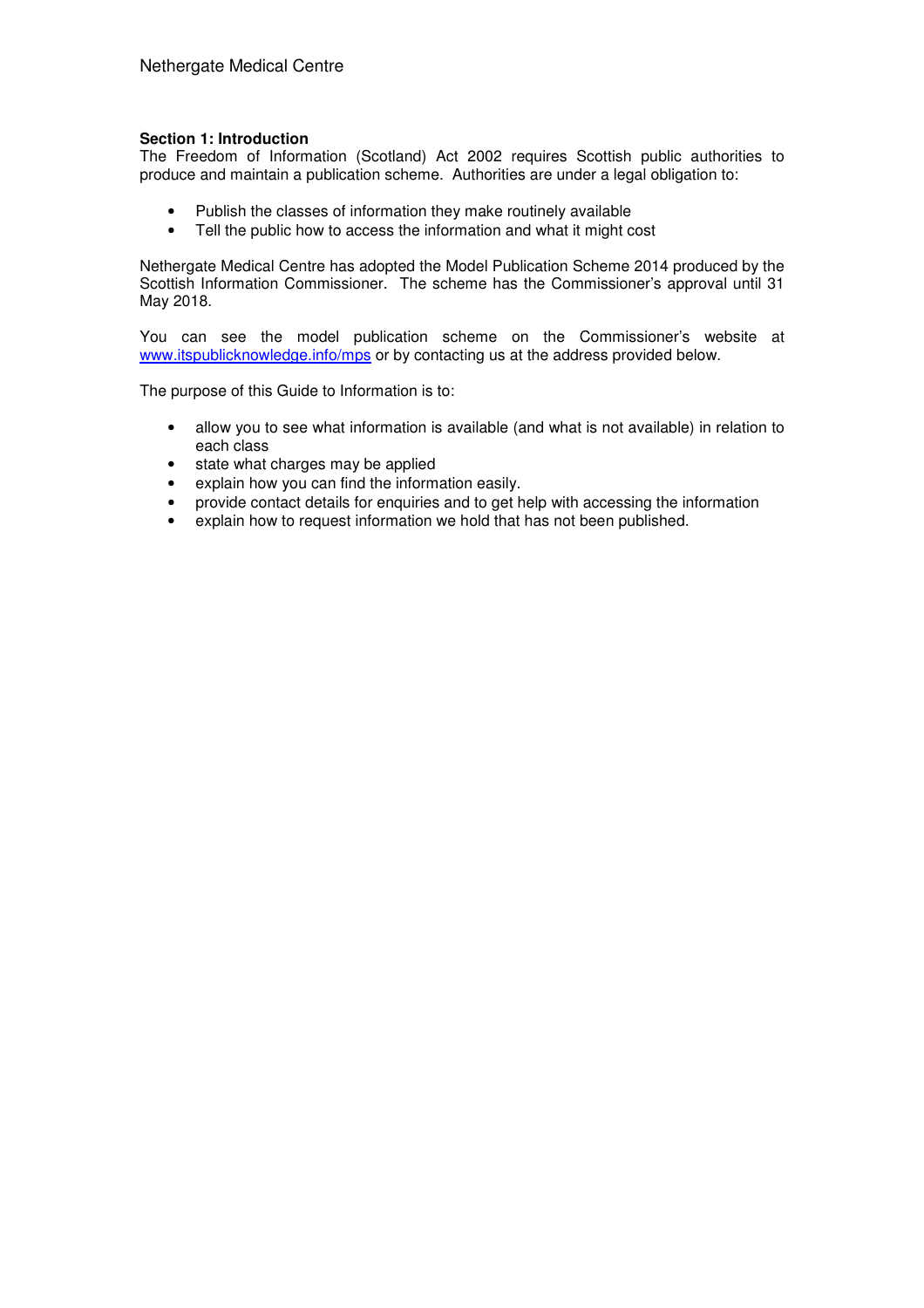## Section 1: Introduction

The Freedom of Information (Scotland) Act 2002 requires Scottish public authorities to produce and maintain a publication scheme. Authorities are under a legal obligation to:

- Publish the classes of information they make routinely available
- Tell the public how to access the information and what it might cost

Nethergate Medical Centre has adopted the Model Publication Scheme 2014 produced by the Scottish Information Commissioner. The scheme has the Commissioner's approval until 31 May 2018.

You can see the model publication scheme on the Commissioner's website at www.itspublicknowledge.info/mps or by contacting us at the address provided below.

The purpose of this Guide to Information is to:

- allow you to see what information is available (and what is not available) in relation to each class
- state what charges may be applied
- explain how you can find the information easily.
- provide contact details for enquiries and to get help with accessing the information
- explain how to request information we hold that has not been published.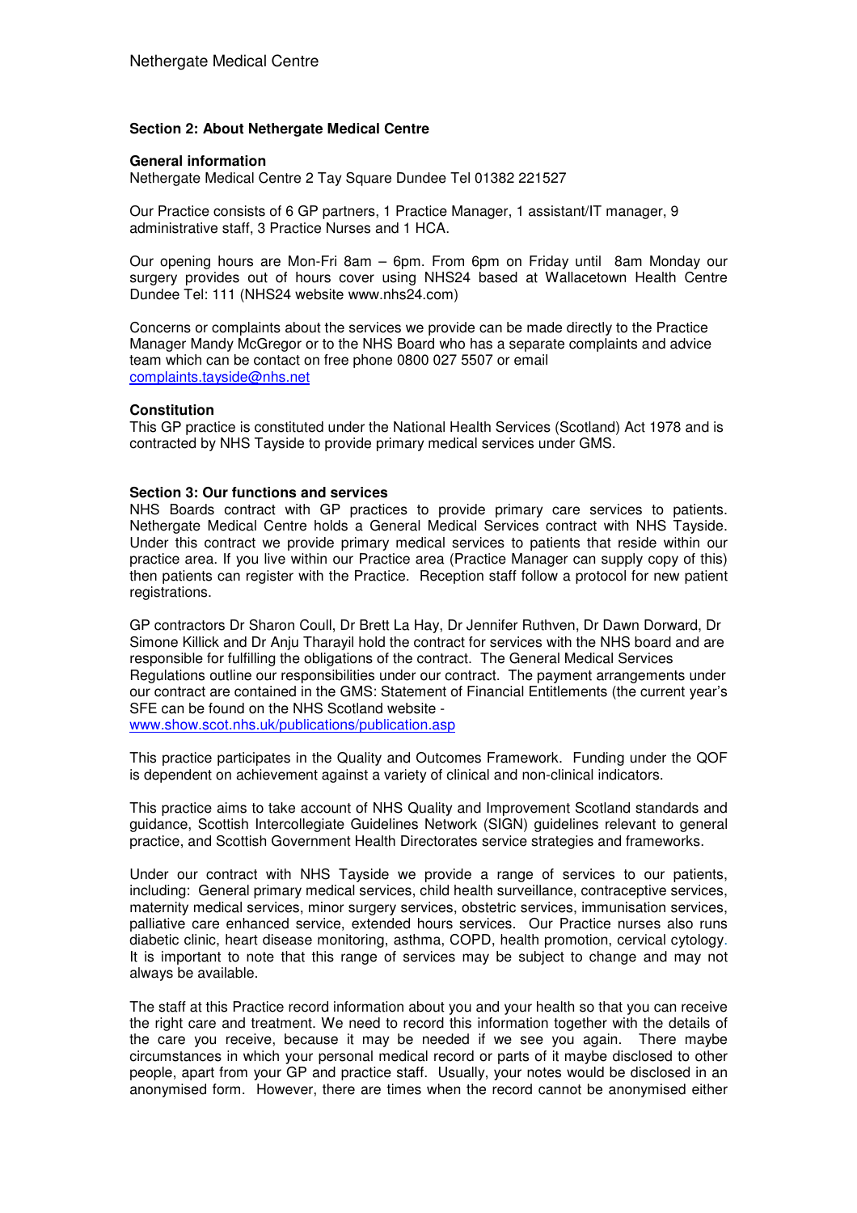**Section 2: About Nethergate Medical Centre**

**General information**
Nethergate Medical Centre 2 Tay Square Dundee Tel 01382 221527

Our Practice consists of 6 GP partners, 1 Practice Manager, 1 assistant/IT manager, 9 administrative staff, 3 Practice Nurses and 1 HCA.

Our opening hours are Mon-Fri 8am – 6pm. From 6pm on Friday until 8am Monday our surgery provides out of hours cover using NHS24 based at Wallacetown Health Centre Dundee Tel: 111 (NHS24 website www.nhs24.com)

Concerns or complaints about the services we provide can be made directly to the Practice Manager Mandy McGregor or to the NHS Board who has a separate complaints and advice team which can be contact on free phone 0800 027 5507 or email complaints.tayside@nhs.net

**Constitution**
This GP practice is constituted under the National Health Services (Scotland) Act 1978 and is contracted by NHS Tayside to provide primary medical services under GMS.

**Section 3: Our functions and services**
NHS Boards contract with GP practices to provide primary care services to patients. Nethergate Medical Centre holds a General Medical Services contract with NHS Tayside. Under this contract we provide primary medical services to patients that reside within our practice area. If you live within our Practice area (Practice Manager can supply copy of this) then patients can register with the Practice. Reception staff follow a protocol for new patient registrations.

GP contractors Dr Sharon Coull, Dr Brett La Hay, Dr Jennifer Ruthven, Dr Dawn Dorward, Dr Simone Killick and Dr Anju Tharayil hold the contract for services with the NHS board and are responsible for fulfilling the obligations of the contract. The General Medical Services Regulations outline our responsibilities under our contract. The payment arrangements under our contract are contained in the GMS: Statement of Financial Entitlements (the current year's SFE can be found on the NHS Scotland website - www.show.scot.nhs.uk/publications/publication.asp

This practice participates in the Quality and Outcomes Framework. Funding under the QOF is dependent on achievement against a variety of clinical and non-clinical indicators.

This practice aims to take account of NHS Quality and Improvement Scotland standards and guidance, Scottish Intercollegiate Guidelines Network (SIGN) guidelines relevant to general practice, and Scottish Government Health Directorates service strategies and frameworks.

Under our contract with NHS Tayside we provide a range of services to our patients, including: General primary medical services, child health surveillance, contraceptive services, maternity medical services, minor surgery services, obstetric services, immunisation services, palliative care enhanced service, extended hours services. Our Practice nurses also runs diabetic clinic, heart disease monitoring, asthma, COPD, health promotion, cervical cytology. It is important to note that this range of services may be subject to change and may not always be available.

The staff at this Practice record information about you and your health so that you can receive the right care and treatment. We need to record this information together with the details of the care you receive, because it may be needed if we see you again. There maybe circumstances in which your personal medical record or parts of it maybe disclosed to other people, apart from your GP and practice staff. Usually, your notes would be disclosed in an anonymised form. However, there are times when the record cannot be anonymised either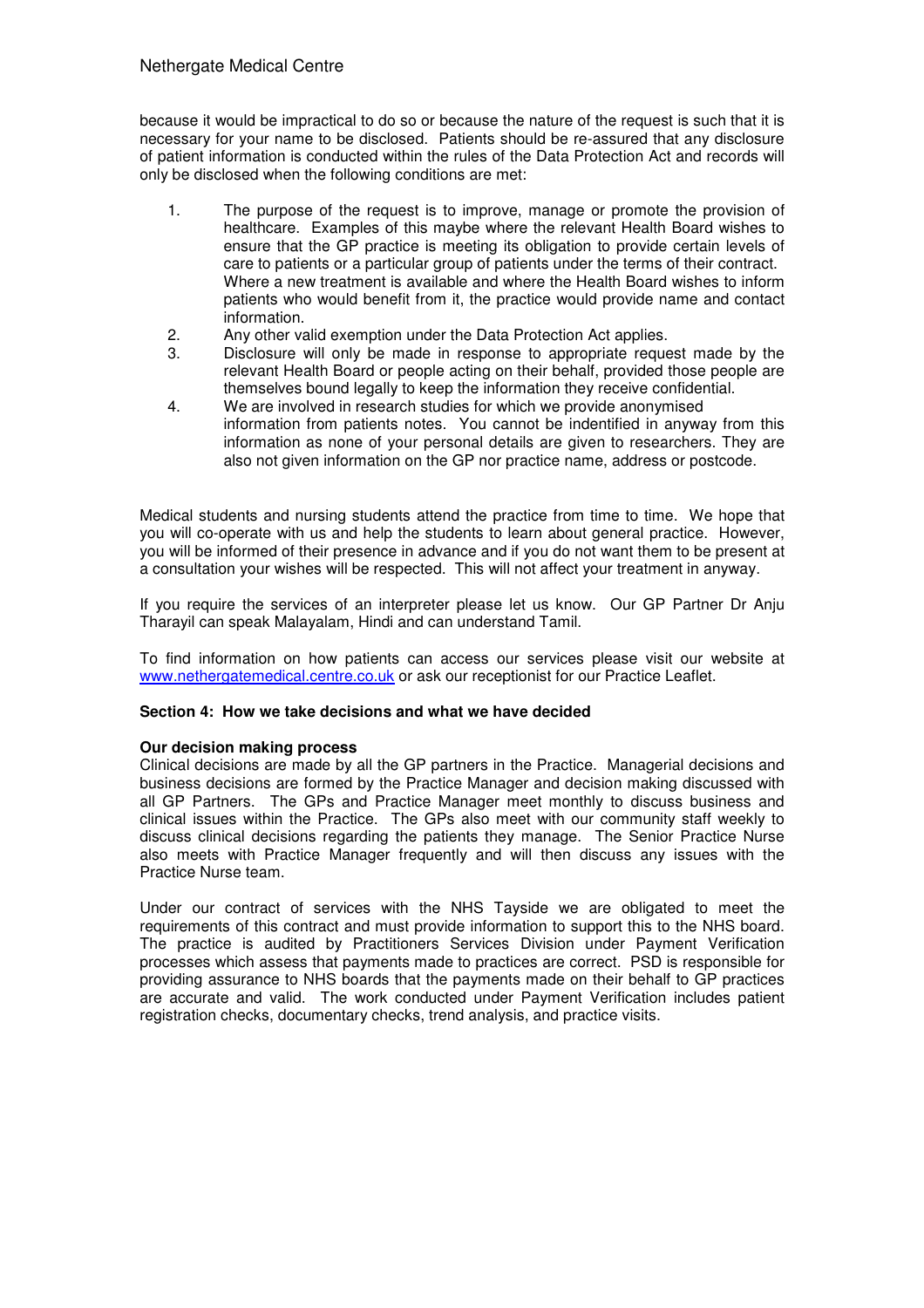because it would be impractical to do so or because the nature of the request is such that it is necessary for your name to be disclosed. Patients should be re-assured that any disclosure of patient information is conducted within the rules of the Data Protection Act and records will only be disclosed when the following conditions are met:

1. The purpose of the request is to improve, manage or promote the provision of healthcare. Examples of this maybe where the relevant Health Board wishes to ensure that the GP practice is meeting its obligation to provide certain levels of care to patients or a particular group of patients under the terms of their contract. Where a new treatment is available and where the Health Board wishes to inform patients who would benefit from it, the practice would provide name and contact information.
2. Any other valid exemption under the Data Protection Act applies.
3. Disclosure will only be made in response to appropriate request made by the relevant Health Board or people acting on their behalf, provided those people are themselves bound legally to keep the information they receive confidential.
4. We are involved in research studies for which we provide anonymised information from patients notes. You cannot be indentified in anyway from this information as none of your personal details are given to researchers. They are also not given information on the GP nor practice name, address or postcode.

Medical students and nursing students attend the practice from time to time. We hope that you will co-operate with us and help the students to learn about general practice. However, you will be informed of their presence in advance and if you do not want them to be present at a consultation your wishes will be respected. This will not affect your treatment in anyway.

If you require the services of an interpreter please let us know. Our GP Partner Dr Anju Tharayil can speak Malayalam, Hindi and can understand Tamil.

To find information on how patients can access our services please visit our website at www.nethergatemedical.centre.co.uk or ask our receptionist for our Practice Leaflet.

## Section 4: How we take decisions and what we have decided

**Our decision making process**

Clinical decisions are made by all the GP partners in the Practice. Managerial decisions and business decisions are formed by the Practice Manager and decision making discussed with all GP Partners. The GPs and Practice Manager meet monthly to discuss business and clinical issues within the Practice. The GPs also meet with our community staff weekly to discuss clinical decisions regarding the patients they manage. The Senior Practice Nurse also meets with Practice Manager frequently and will then discuss any issues with the Practice Nurse team.

Under our contract of services with the NHS Tayside we are obligated to meet the requirements of this contract and must provide information to support this to the NHS board. The practice is audited by Practitioners Services Division under Payment Verification processes which assess that payments made to practices are correct. PSD is responsible for providing assurance to NHS boards that the payments made on their behalf to GP practices are accurate and valid. The work conducted under Payment Verification includes patient registration checks, documentary checks, trend analysis, and practice visits.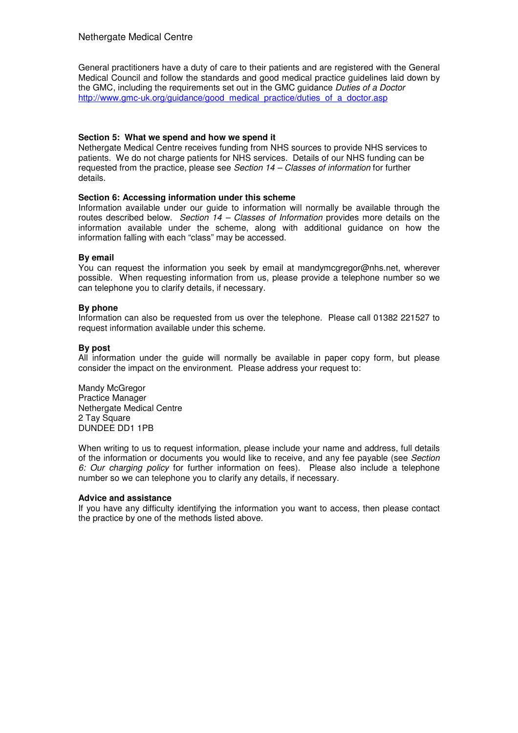General practitioners have a duty of care to their patients and are registered with the General Medical Council and follow the standards and good medical practice guidelines laid down by the GMC, including the requirements set out in the GMC guidance *Duties of a Doctor* http://www.gmc-uk.org/guidance/good_medical_practice/duties_of_a_doctor.asp

**Section 5: What we spend and how we spend it**

Nethergate Medical Centre receives funding from NHS sources to provide NHS services to patients. We do not charge patients for NHS services. Details of our NHS funding can be requested from the practice, please see *Section 14 – Classes of information* for further details.

**Section 6: Accessing information under this scheme**

Information available under our guide to information will normally be available through the routes described below. *Section 14 – Classes of Information* provides more details on the information available under the scheme, along with additional guidance on how the information falling with each "class" may be accessed.

**By email**

You can request the information you seek by email at mandymcgregor@nhs.net, wherever possible. When requesting information from us, please provide a telephone number so we can telephone you to clarify details, if necessary.

**By phone**

Information can also be requested from us over the telephone. Please call 01382 221527 to request information available under this scheme.

**By post**

All information under the guide will normally be available in paper copy form, but please consider the impact on the environment. Please address your request to:

Mandy McGregor
Practice Manager
Nethergate Medical Centre
2 Tay Square
DUNDEE DD1 1PB

When writing to us to request information, please include your name and address, full details of the information or documents you would like to receive, and any fee payable (see *Section 6: Our charging policy* for further information on fees). Please also include a telephone number so we can telephone you to clarify any details, if necessary.

**Advice and assistance**

If you have any difficulty identifying the information you want to access, then please contact the practice by one of the methods listed above.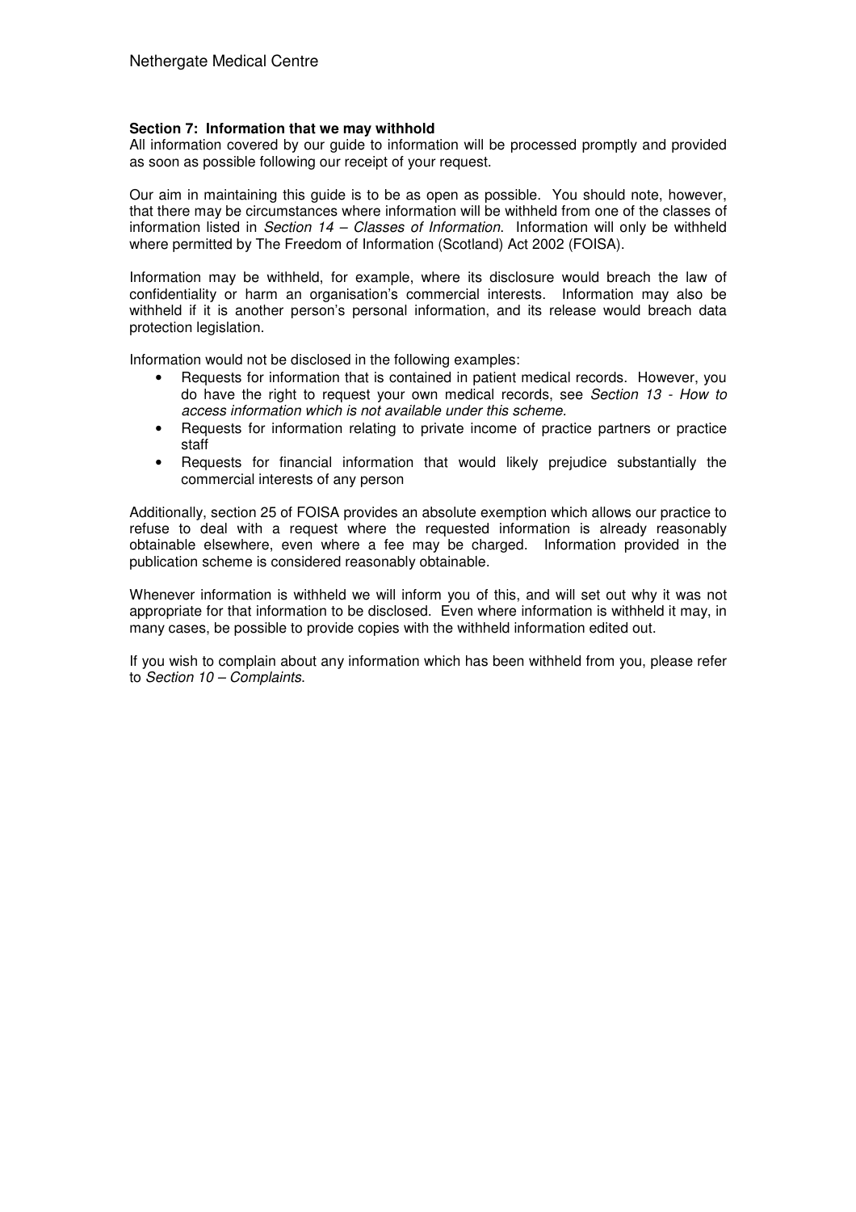## Section 7: Information that we may withhold

All information covered by our guide to information will be processed promptly and provided as soon as possible following our receipt of your request.

Our aim in maintaining this guide is to be as open as possible. You should note, however, that there may be circumstances where information will be withheld from one of the classes of information listed in *Section 14 – Classes of Information*. Information will only be withheld where permitted by The Freedom of Information (Scotland) Act 2002 (FOISA).

Information may be withheld, for example, where its disclosure would breach the law of confidentiality or harm an organisation's commercial interests. Information may also be withheld if it is another person's personal information, and its release would breach data protection legislation.

Information would not be disclosed in the following examples:

- Requests for information that is contained in patient medical records. However, you do have the right to request your own medical records, see *Section 13 - How to access information which is not available under this scheme.*
- Requests for information relating to private income of practice partners or practice staff
- Requests for financial information that would likely prejudice substantially the commercial interests of any person

Additionally, section 25 of FOISA provides an absolute exemption which allows our practice to refuse to deal with a request where the requested information is already reasonably obtainable elsewhere, even where a fee may be charged. Information provided in the publication scheme is considered reasonably obtainable.

Whenever information is withheld we will inform you of this, and will set out why it was not appropriate for that information to be disclosed. Even where information is withheld it may, in many cases, be possible to provide copies with the withheld information edited out.

If you wish to complain about any information which has been withheld from you, please refer to *Section 10 – Complaints*.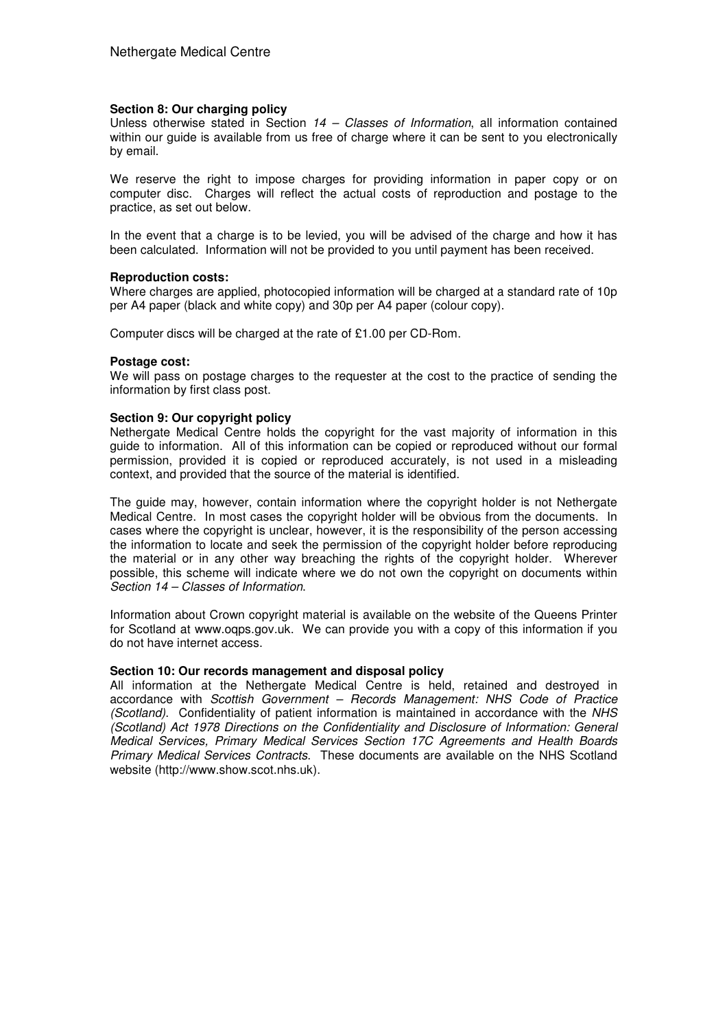**Section 8: Our charging policy**

Unless otherwise stated in Section *14 – Classes of Information*, all information contained within our guide is available from us free of charge where it can be sent to you electronically by email.

We reserve the right to impose charges for providing information in paper copy or on computer disc. Charges will reflect the actual costs of reproduction and postage to the practice, as set out below.

In the event that a charge is to be levied, you will be advised of the charge and how it has been calculated. Information will not be provided to you until payment has been received.

**Reproduction costs:**

Where charges are applied, photocopied information will be charged at a standard rate of 10p per A4 paper (black and white copy) and 30p per A4 paper (colour copy).

Computer discs will be charged at the rate of £1.00 per CD-Rom.

**Postage cost:**

We will pass on postage charges to the requester at the cost to the practice of sending the information by first class post.

**Section 9: Our copyright policy**

Nethergate Medical Centre holds the copyright for the vast majority of information in this guide to information. All of this information can be copied or reproduced without our formal permission, provided it is copied or reproduced accurately, is not used in a misleading context, and provided that the source of the material is identified.

The guide may, however, contain information where the copyright holder is not Nethergate Medical Centre. In most cases the copyright holder will be obvious from the documents. In cases where the copyright is unclear, however, it is the responsibility of the person accessing the information to locate and seek the permission of the copyright holder before reproducing the material or in any other way breaching the rights of the copyright holder. Wherever possible, this scheme will indicate where we do not own the copyright on documents within *Section 14 – Classes of Information*.

Information about Crown copyright material is available on the website of the Queens Printer for Scotland at www.oqps.gov.uk. We can provide you with a copy of this information if you do not have internet access.

**Section 10: Our records management and disposal policy**

All information at the Nethergate Medical Centre is held, retained and destroyed in accordance with *Scottish Government – Records Management: NHS Code of Practice (Scotland)*. Confidentiality of patient information is maintained in accordance with the *NHS (Scotland) Act 1978 Directions on the Confidentiality and Disclosure of Information: General Medical Services, Primary Medical Services Section 17C Agreements and Health Boards Primary Medical Services Contracts*. These documents are available on the NHS Scotland website (http://www.show.scot.nhs.uk).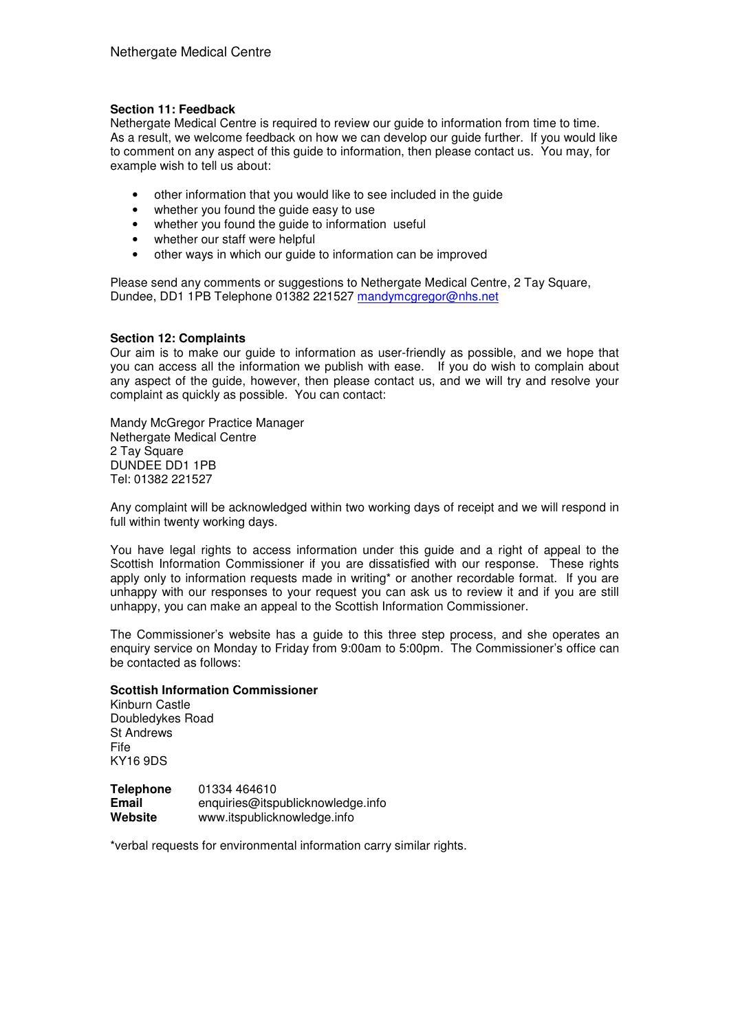**Section 11: Feedback**

Nethergate Medical Centre is required to review our guide to information from time to time. As a result, we welcome feedback on how we can develop our guide further. If you would like to comment on any aspect of this guide to information, then please contact us. You may, for example wish to tell us about:

- other information that you would like to see included in the guide
- whether you found the guide easy to use
- whether you found the guide to information useful
- whether our staff were helpful
- other ways in which our guide to information can be improved

Please send any comments or suggestions to Nethergate Medical Centre, 2 Tay Square, Dundee, DD1 1PB Telephone 01382 221527 mandymcgregor@nhs.net

**Section 12: Complaints**

Our aim is to make our guide to information as user-friendly as possible, and we hope that you can access all the information we publish with ease. If you do wish to complain about any aspect of the guide, however, then please contact us, and we will try and resolve your complaint as quickly as possible. You can contact:

Mandy McGregor Practice Manager
Nethergate Medical Centre
2 Tay Square
DUNDEE DD1 1PB
Tel: 01382 221527

Any complaint will be acknowledged within two working days of receipt and we will respond in full within twenty working days.

You have legal rights to access information under this guide and a right of appeal to the Scottish Information Commissioner if you are dissatisfied with our response. These rights apply only to information requests made in writing* or another recordable format. If you are unhappy with our responses to your request you can ask us to review it and if you are still unhappy, you can make an appeal to the Scottish Information Commissioner.

The Commissioner's website has a guide to this three step process, and she operates an enquiry service on Monday to Friday from 9:00am to 5:00pm. The Commissioner's office can be contacted as follows:

**Scottish Information Commissioner**
Kinburn Castle
Doubledykes Road
St Andrews
Fife
KY16 9DS

**Telephone** 01334 464610
**Email** enquiries@itspublicknowledge.info
**Website** www.itspublicknowledge.info

*verbal requests for environmental information carry similar rights.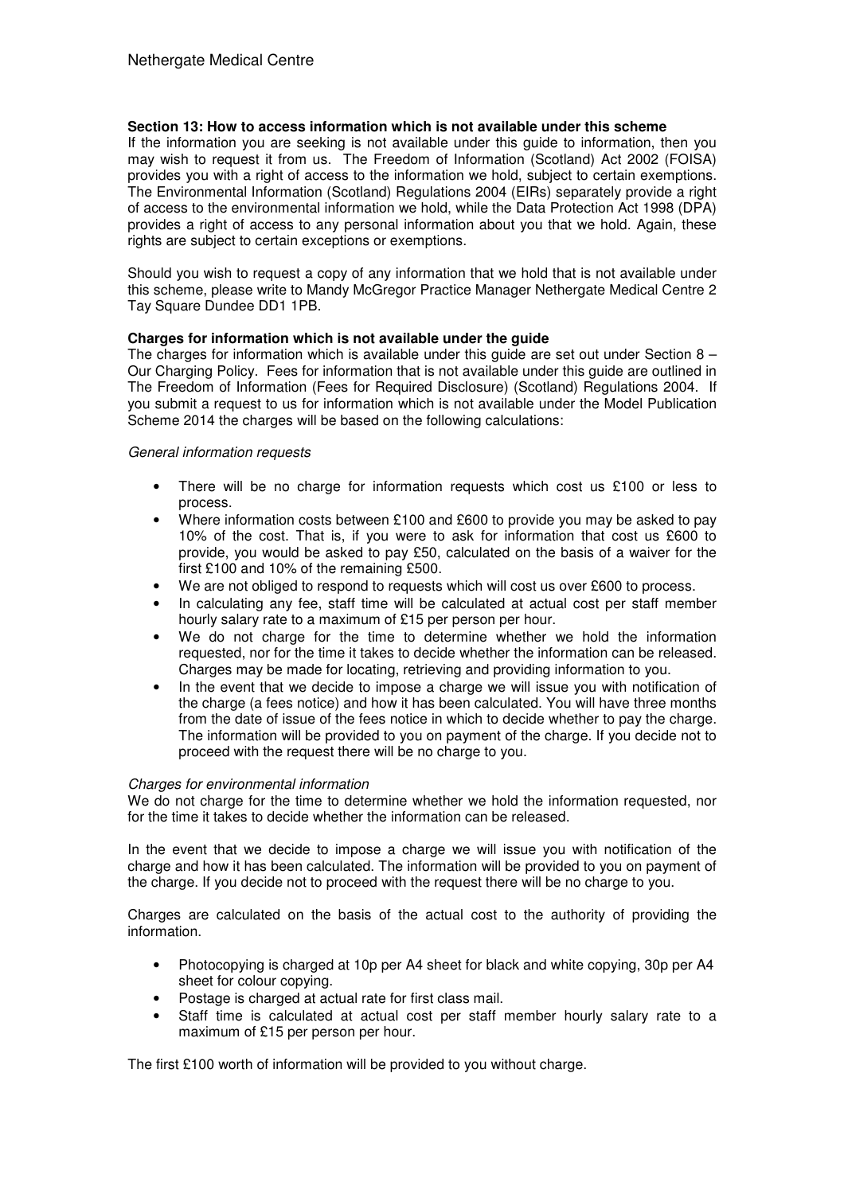**Section 13: How to access information which is not available under this scheme**

If the information you are seeking is not available under this guide to information, then you may wish to request it from us. The Freedom of Information (Scotland) Act 2002 (FOISA) provides you with a right of access to the information we hold, subject to certain exemptions. The Environmental Information (Scotland) Regulations 2004 (EIRs) separately provide a right of access to the environmental information we hold, while the Data Protection Act 1998 (DPA) provides a right of access to any personal information about you that we hold. Again, these rights are subject to certain exceptions or exemptions.

Should you wish to request a copy of any information that we hold that is not available under this scheme, please write to Mandy McGregor Practice Manager Nethergate Medical Centre 2 Tay Square Dundee DD1 1PB.

**Charges for information which is not available under the guide**

The charges for information which is available under this guide are set out under Section 8 – Our Charging Policy. Fees for information that is not available under this guide are outlined in The Freedom of Information (Fees for Required Disclosure) (Scotland) Regulations 2004. If you submit a request to us for information which is not available under the Model Publication Scheme 2014 the charges will be based on the following calculations:

*General information requests*

- There will be no charge for information requests which cost us £100 or less to process.
- Where information costs between £100 and £600 to provide you may be asked to pay 10% of the cost. That is, if you were to ask for information that cost us £600 to provide, you would be asked to pay £50, calculated on the basis of a waiver for the first £100 and 10% of the remaining £500.
- We are not obliged to respond to requests which will cost us over £600 to process.
- In calculating any fee, staff time will be calculated at actual cost per staff member hourly salary rate to a maximum of £15 per person per hour.
- We do not charge for the time to determine whether we hold the information requested, nor for the time it takes to decide whether the information can be released. Charges may be made for locating, retrieving and providing information to you.
- In the event that we decide to impose a charge we will issue you with notification of the charge (a fees notice) and how it has been calculated. You will have three months from the date of issue of the fees notice in which to decide whether to pay the charge. The information will be provided to you on payment of the charge. If you decide not to proceed with the request there will be no charge to you.

*Charges for environmental information*

We do not charge for the time to determine whether we hold the information requested, nor for the time it takes to decide whether the information can be released.

In the event that we decide to impose a charge we will issue you with notification of the charge and how it has been calculated. The information will be provided to you on payment of the charge. If you decide not to proceed with the request there will be no charge to you.

Charges are calculated on the basis of the actual cost to the authority of providing the information.

- Photocopying is charged at 10p per A4 sheet for black and white copying, 30p per A4 sheet for colour copying.
- Postage is charged at actual rate for first class mail.
- Staff time is calculated at actual cost per staff member hourly salary rate to a maximum of £15 per person per hour.

The first £100 worth of information will be provided to you without charge.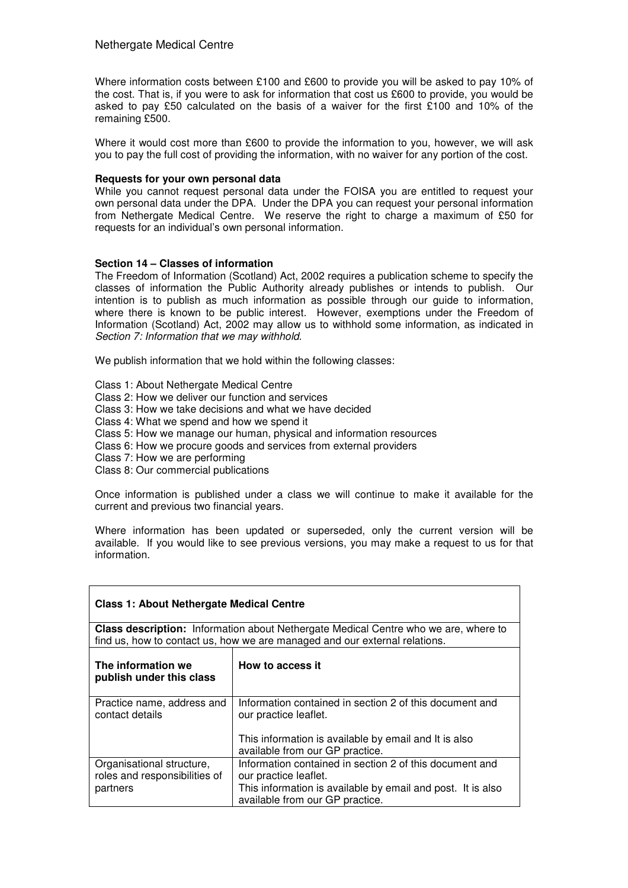Where information costs between £100 and £600 to provide you will be asked to pay 10% of the cost. That is, if you were to ask for information that cost us £600 to provide, you would be asked to pay £50 calculated on the basis of a waiver for the first £100 and 10% of the remaining £500.

Where it would cost more than £600 to provide the information to you, however, we will ask you to pay the full cost of providing the information, with no waiver for any portion of the cost.

**Requests for your own personal data**

While you cannot request personal data under the FOISA you are entitled to request your own personal data under the DPA. Under the DPA you can request your personal information from Nethergate Medical Centre. We reserve the right to charge a maximum of £50 for requests for an individual's own personal information.

**Section 14 – Classes of information**

The Freedom of Information (Scotland) Act, 2002 requires a publication scheme to specify the classes of information the Public Authority already publishes or intends to publish. Our intention is to publish as much information as possible through our guide to information, where there is known to be public interest. However, exemptions under the Freedom of Information (Scotland) Act, 2002 may allow us to withhold some information, as indicated in *Section 7: Information that we may withhold*.

We publish information that we hold within the following classes:

Class 1: About Nethergate Medical Centre
Class 2: How we deliver our function and services
Class 3: How we take decisions and what we have decided
Class 4: What we spend and how we spend it
Class 5: How we manage our human, physical and information resources
Class 6: How we procure goods and services from external providers
Class 7: How we are performing
Class 8: Our commercial publications

Once information is published under a class we will continue to make it available for the current and previous two financial years.

Where information has been updated or superseded, only the current version will be available. If you would like to see previous versions, you may make a request to us for that information.

| **Class 1: About Nethergate Medical Centre** | |
|---|---|
| **Class description:** Information about Nethergate Medical Centre who we are, where to find us, how to contact us, how we are managed and our external relations. | |
| **The information we publish under this class** | **How to access it** |
| Practice name, address and contact details | Information contained in section 2 of this document and our practice leaflet.<br><br>This information is available by email and It is also available from our GP practice. |
| Organisational structure, roles and responsibilities of partners | Information contained in section 2 of this document and our practice leaflet.<br>This information is available by email and post. It is also available from our GP practice. |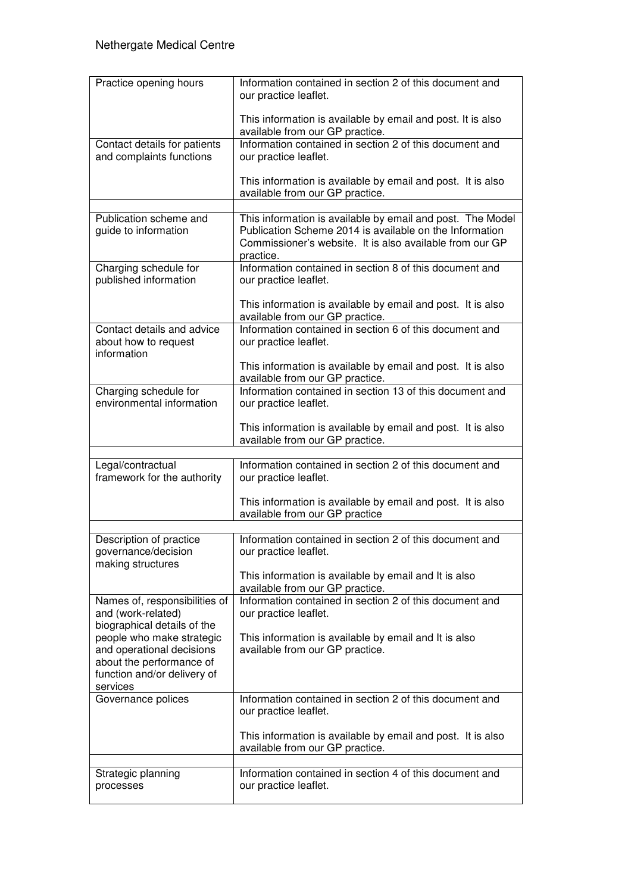| | |
|---|---|
| Practice opening hours | Information contained in section 2 of this document and our practice leaflet.<br><br>This information is available by email and post. It is also available from our GP practice. |
| Contact details for patients and complaints functions | Information contained in section 2 of this document and our practice leaflet.<br><br>This information is available by email and post. It is also available from our GP practice. |
| | |
| Publication scheme and guide to information | This information is available by email and post. The Model Publication Scheme 2014 is available on the Information Commissioner's website. It is also available from our GP practice. |
| Charging schedule for published information | Information contained in section 8 of this document and our practice leaflet.<br><br>This information is available by email and post. It is also available from our GP practice. |
| Contact details and advice about how to request information | Information contained in section 6 of this document and our practice leaflet.<br><br>This information is available by email and post. It is also available from our GP practice. |
| Charging schedule for environmental information | Information contained in section 13 of this document and our practice leaflet.<br><br>This information is available by email and post. It is also available from our GP practice. |
| | |
| Legal/contractual framework for the authority | Information contained in section 2 of this document and our practice leaflet.<br><br>This information is available by email and post. It is also available from our GP practice |
| | |
| Description of practice governance/decision making structures | Information contained in section 2 of this document and our practice leaflet.<br><br>This information is available by email and It is also available from our GP practice. |
| Names of, responsibilities of and (work-related) biographical details of the people who make strategic and operational decisions about the performance of function and/or delivery of services | Information contained in section 2 of this document and our practice leaflet.<br><br>This information is available by email and It is also available from our GP practice. |
| Governance polices | Information contained in section 2 of this document and our practice leaflet.<br><br>This information is available by email and post. It is also available from our GP practice. |
| | |
| Strategic planning processes | Information contained in section 4 of this document and our practice leaflet. |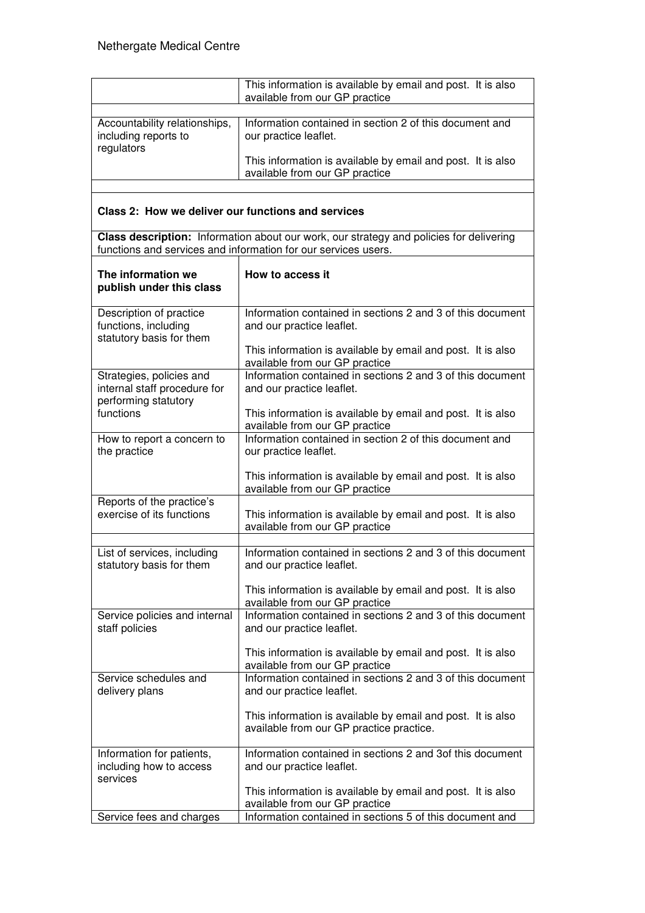| | |
|---|---|
| | This information is available by email and post. It is also available from our GP practice |
| | |
| Accountability relationships, including reports to regulators | Information contained in section 2 of this document and our practice leaflet.<br><br>This information is available by email and post. It is also available from our GP practice |
| | |
| **Class 2: How we deliver our functions and services** | |
| **Class description:** Information about our work, our strategy and policies for delivering functions and services and information for our services users. | |
| **The information we publish under this class** | **How to access it** |
| Description of practice functions, including statutory basis for them | Information contained in sections 2 and 3 of this document and our practice leaflet.<br><br>This information is available by email and post. It is also available from our GP practice |
| Strategies, policies and internal staff procedure for performing statutory functions | Information contained in sections 2 and 3 of this document and our practice leaflet.<br><br>This information is available by email and post. It is also available from our GP practice |
| How to report a concern to the practice | Information contained in section 2 of this document and our practice leaflet.<br><br>This information is available by email and post. It is also available from our GP practice |
| Reports of the practice's exercise of its functions | This information is available by email and post. It is also available from our GP practice |
| | |
| List of services, including statutory basis for them | Information contained in sections 2 and 3 of this document and our practice leaflet.<br><br>This information is available by email and post. It is also available from our GP practice |
| Service policies and internal staff policies | Information contained in sections 2 and 3 of this document and our practice leaflet.<br><br>This information is available by email and post. It is also available from our GP practice |
| Service schedules and delivery plans | Information contained in sections 2 and 3 of this document and our practice leaflet.<br><br>This information is available by email and post. It is also available from our GP practice practice. |
| Information for patients, including how to access services | Information contained in sections 2 and 3of this document and our practice leaflet.<br><br>This information is available by email and post. It is also available from our GP practice |
| Service fees and charges | Information contained in sections 5 of this document and |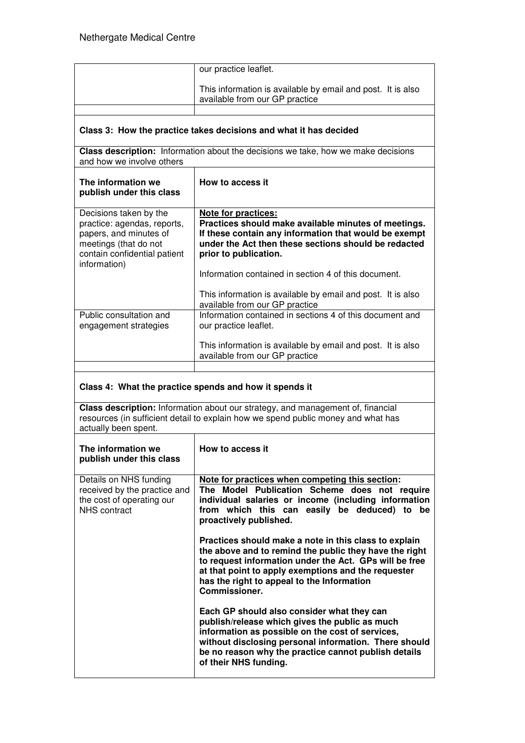| | |
|---|---|
| | our practice leaflet.<br><br>This information is available by email and post. It is also available from our GP practice |
| | |

**Class 3: How the practice takes decisions and what it has decided**

**Class description:** Information about the decisions we take, how we make decisions and how we involve others

| **The information we publish under this class** | **How to access it** |
|---|---|
| Decisions taken by the practice: agendas, reports, papers, and minutes of meetings (that do not contain confidential patient information) | **<u>Note for practices:</u>**<br>**Practices should make available minutes of meetings. If these contain any information that would be exempt under the Act then these sections should be redacted prior to publication.**<br><br>Information contained in section 4 of this document.<br><br>This information is available by email and post. It is also available from our GP practice |
| Public consultation and engagement strategies | Information contained in sections 4 of this document and our practice leaflet.<br><br>This information is available by email and post. It is also available from our GP practice |
| | |

**Class 4: What the practice spends and how it spends it**

**Class description:** Information about our strategy, and management of, financial resources (in sufficient detail to explain how we spend public money and what has actually been spent.

| **The information we publish under this class** | **How to access it** |
|---|---|
| Details on NHS funding received by the practice and the cost of operating our NHS contract | **<u>Note for practices when competing this section</u>:**<br>**The Model Publication Scheme does not require individual salaries or income (including information from which this can easily be deduced) to be proactively published.**<br><br>**Practices should make a note in this class to explain the above and to remind the public they have the right to request information under the Act. GPs will be free at that point to apply exemptions and the requester has the right to appeal to the Information Commissioner.**<br><br>**Each GP should also consider what they can publish/release which gives the public as much information as possible on the cost of services, without disclosing personal information. There should be no reason why the practice cannot publish details of their NHS funding.** |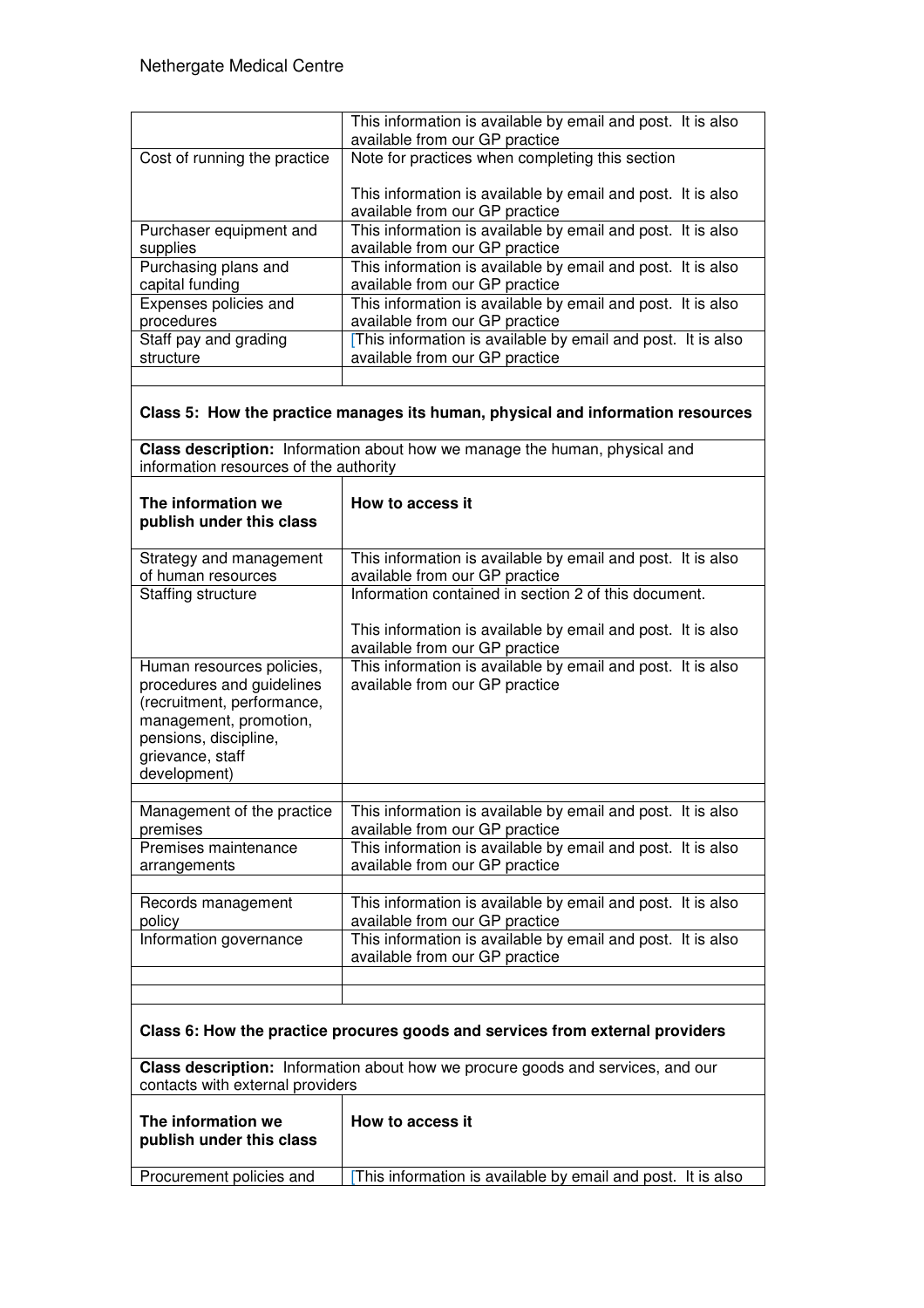| | |
|---|---|
| | This information is available by email and post. It is also available from our GP practice |
| Cost of running the practice | Note for practices when completing this section<br><br>This information is available by email and post. It is also available from our GP practice |
| Purchaser equipment and supplies | This information is available by email and post. It is also available from our GP practice |
| Purchasing plans and capital funding | This information is available by email and post. It is also available from our GP practice |
| Expenses policies and procedures | This information is available by email and post. It is also available from our GP practice |
| Staff pay and grading structure | [This information is available by email and post. It is also available from our GP practice |
| | |

**Class 5: How the practice manages its human, physical and information resources**

**Class description:** Information about how we manage the human, physical and information resources of the authority

| The information we publish under this class | How to access it |
|---|---|
| Strategy and management of human resources | This information is available by email and post. It is also available from our GP practice |
| Staffing structure | Information contained in section 2 of this document.<br><br>This information is available by email and post. It is also available from our GP practice |
| Human resources policies, procedures and guidelines (recruitment, performance, management, promotion, pensions, discipline, grievance, staff development) | This information is available by email and post. It is also available from our GP practice |
| | |
| Management of the practice premises | This information is available by email and post. It is also available from our GP practice |
| Premises maintenance arrangements | This information is available by email and post. It is also available from our GP practice |
| | |
| Records management policy | This information is available by email and post. It is also available from our GP practice |
| Information governance | This information is available by email and post. It is also available from our GP practice |
| | |
| | |

**Class 6: How the practice procures goods and services from external providers**

**Class description:** Information about how we procure goods and services, and our contacts with external providers

| The information we publish under this class | How to access it |
|---|---|
| Procurement policies and | [This information is available by email and post. It is also |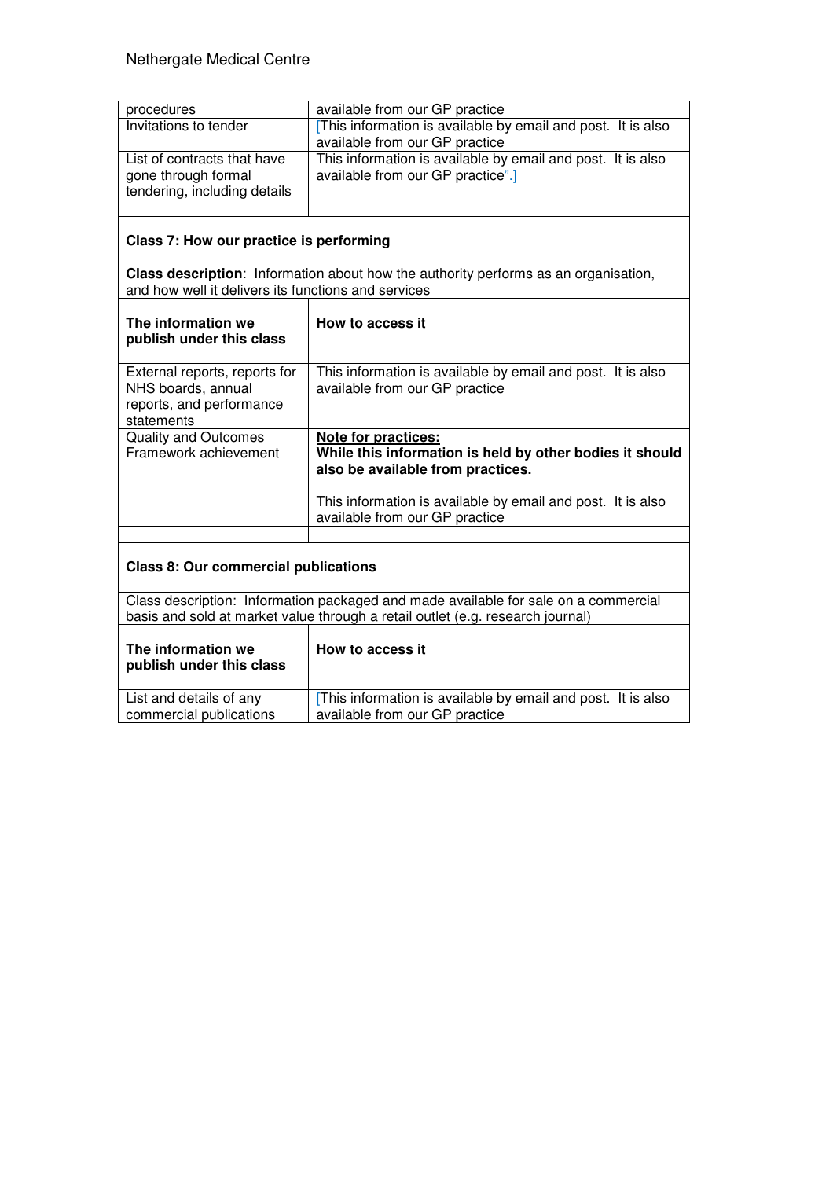| | |
|---|---|
| procedures | available from our GP practice |
| Invitations to tender | [This information is available by email and post. It is also available from our GP practice |
| List of contracts that have gone through formal tendering, including details | This information is available by email and post. It is also available from our GP practice".] |
| | |

**Class 7: How our practice is performing**

**Class description**: Information about how the authority performs as an organisation, and how well it delivers its functions and services

| The information we publish under this class | How to access it |
|---|---|
| External reports, reports for NHS boards, annual reports, and performance statements | This information is available by email and post. It is also available from our GP practice |
| Quality and Outcomes Framework achievement | **Note for practices:** **While this information is held by other bodies it should also be available from practices.** This information is available by email and post. It is also available from our GP practice |
| | |

**Class 8: Our commercial publications**

Class description: Information packaged and made available for sale on a commercial basis and sold at market value through a retail outlet (e.g. research journal)

| The information we publish under this class | How to access it |
|---|---|
| List and details of any commercial publications | [This information is available by email and post. It is also available from our GP practice |